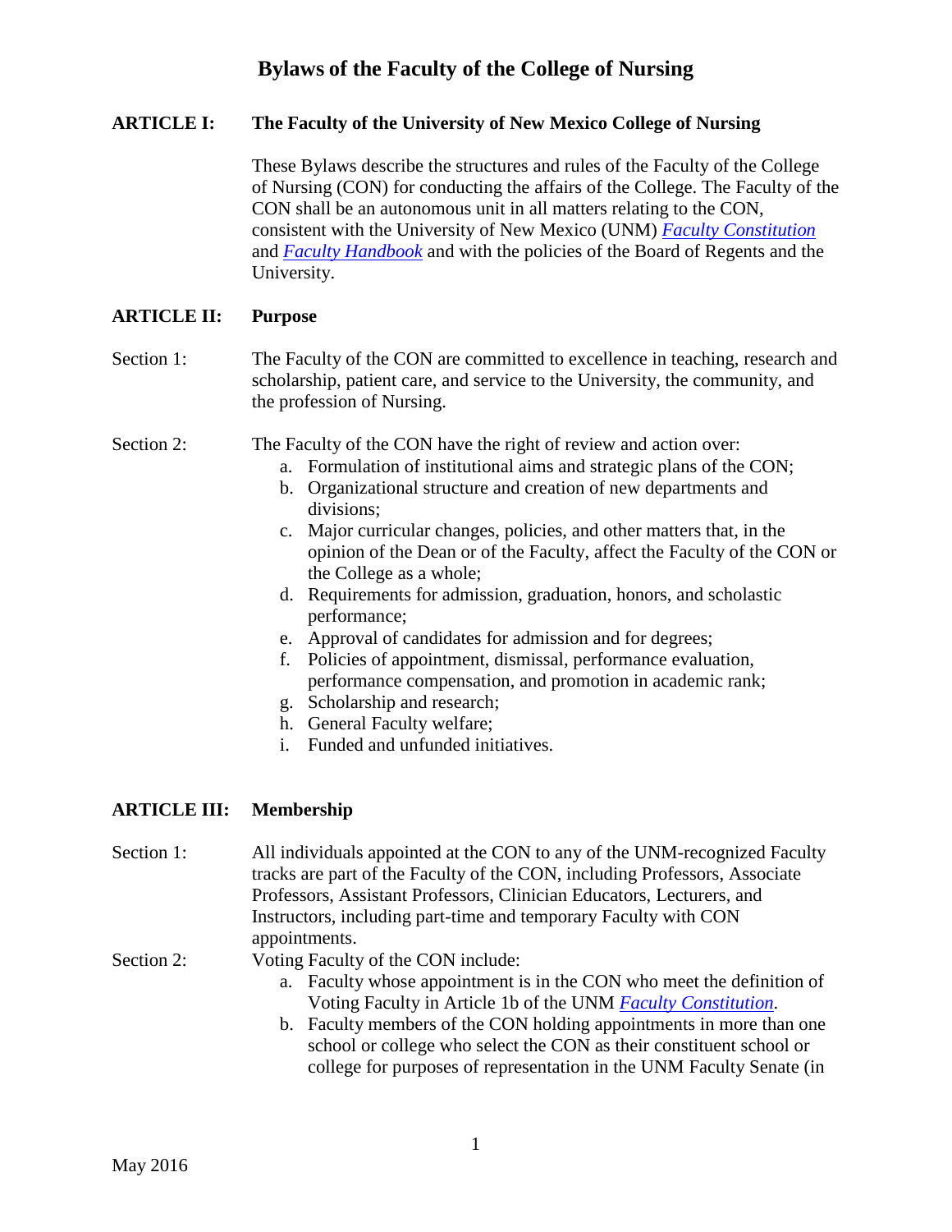# Bylaws of the Faculty of the College of Nursing

## ARTICLE I: The Faculty of the University of New Mexico College of Nursing

These Bylaws describe the structures and rules of the Faculty of the College of Nursing (CON) for conducting the affairs of the College. The Faculty of the CON shall be an autonomous unit in all matters relating to the CON, consistent with the University of New Mexico (UNM) *Faculty Constitution* and *Faculty Handbook* and with the policies of the Board of Regents and the University.

## ARTICLE II: Purpose

Section 1: The Faculty of the CON are committed to excellence in teaching, research and scholarship, patient care, and service to the University, the community, and the profession of Nursing.

Section 2: The Faculty of the CON have the right of review and action over:

a. Formulation of institutional aims and strategic plans of the CON;
b. Organizational structure and creation of new departments and divisions;
c. Major curricular changes, policies, and other matters that, in the opinion of the Dean or of the Faculty, affect the Faculty of the CON or the College as a whole;
d. Requirements for admission, graduation, honors, and scholastic performance;
e. Approval of candidates for admission and for degrees;
f. Policies of appointment, dismissal, performance evaluation, performance compensation, and promotion in academic rank;
g. Scholarship and research;
h. General Faculty welfare;
i. Funded and unfunded initiatives.

## ARTICLE III: Membership

Section 1: All individuals appointed at the CON to any of the UNM-recognized Faculty tracks are part of the Faculty of the CON, including Professors, Associate Professors, Assistant Professors, Clinician Educators, Lecturers, and Instructors, including part-time and temporary Faculty with CON appointments.

Section 2: Voting Faculty of the CON include:

a. Faculty whose appointment is in the CON who meet the definition of Voting Faculty in Article 1b of the UNM *Faculty Constitution*.
b. Faculty members of the CON holding appointments in more than one school or college who select the CON as their constituent school or college for purposes of representation in the UNM Faculty Senate (in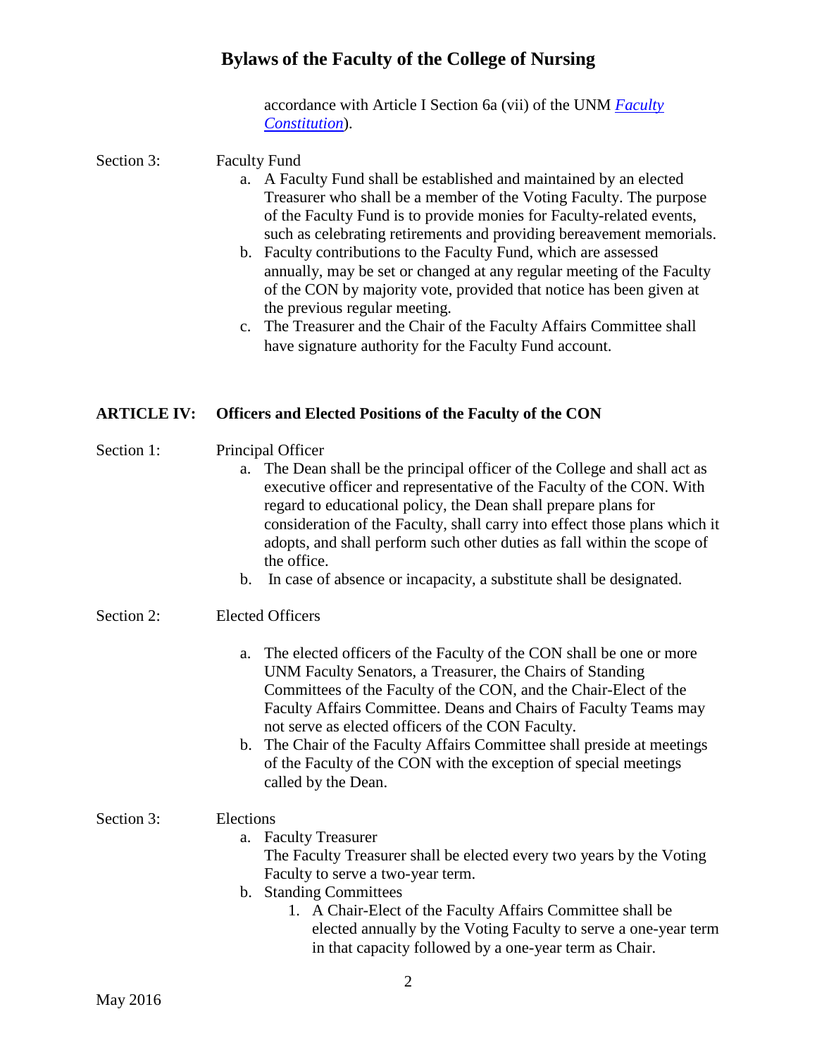accordance with Article I Section 6a (vii) of the UNM *[Faculty Constitution](#)*).

Section 3: Faculty Fund

a. A Faculty Fund shall be established and maintained by an elected Treasurer who shall be a member of the Voting Faculty. The purpose of the Faculty Fund is to provide monies for Faculty-related events, such as celebrating retirements and providing bereavement memorials.
b. Faculty contributions to the Faculty Fund, which are assessed annually, may be set or changed at any regular meeting of the Faculty of the CON by majority vote, provided that notice has been given at the previous regular meeting.
c. The Treasurer and the Chair of the Faculty Affairs Committee shall have signature authority for the Faculty Fund account.

## ARTICLE IV: Officers and Elected Positions of the Faculty of the CON

Section 1: Principal Officer

a. The Dean shall be the principal officer of the College and shall act as executive officer and representative of the Faculty of the CON. With regard to educational policy, the Dean shall prepare plans for consideration of the Faculty, shall carry into effect those plans which it adopts, and shall perform such other duties as fall within the scope of the office.
b. In case of absence or incapacity, a substitute shall be designated.

Section 2: Elected Officers

a. The elected officers of the Faculty of the CON shall be one or more UNM Faculty Senators, a Treasurer, the Chairs of Standing Committees of the Faculty of the CON, and the Chair-Elect of the Faculty Affairs Committee. Deans and Chairs of Faculty Teams may not serve as elected officers of the CON Faculty.
b. The Chair of the Faculty Affairs Committee shall preside at meetings of the Faculty of the CON with the exception of special meetings called by the Dean.

Section 3: Elections

a. Faculty Treasurer
   The Faculty Treasurer shall be elected every two years by the Voting Faculty to serve a two-year term.
b. Standing Committees
   1. A Chair-Elect of the Faculty Affairs Committee shall be elected annually by the Voting Faculty to serve a one-year term in that capacity followed by a one-year term as Chair.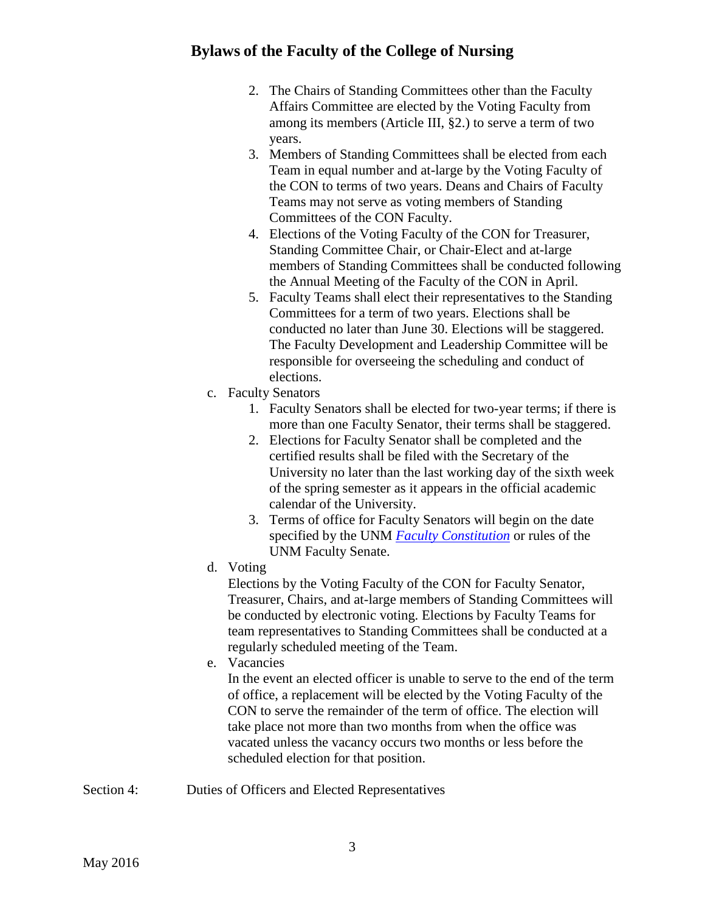2. The Chairs of Standing Committees other than the Faculty Affairs Committee are elected by the Voting Faculty from among its members (Article III, §2.) to serve a term of two years.
3. Members of Standing Committees shall be elected from each Team in equal number and at-large by the Voting Faculty of the CON to terms of two years. Deans and Chairs of Faculty Teams may not serve as voting members of Standing Committees of the CON Faculty.
4. Elections of the Voting Faculty of the CON for Treasurer, Standing Committee Chair, or Chair-Elect and at-large members of Standing Committees shall be conducted following the Annual Meeting of the Faculty of the CON in April.
5. Faculty Teams shall elect their representatives to the Standing Committees for a term of two years. Elections shall be conducted no later than June 30. Elections will be staggered. The Faculty Development and Leadership Committee will be responsible for overseeing the scheduling and conduct of elections.

c. Faculty Senators
   1. Faculty Senators shall be elected for two-year terms; if there is more than one Faculty Senator, their terms shall be staggered.
   2. Elections for Faculty Senator shall be completed and the certified results shall be filed with the Secretary of the University no later than the last working day of the sixth week of the spring semester as it appears in the official academic calendar of the University.
   3. Terms of office for Faculty Senators will begin on the date specified by the UNM *Faculty Constitution* or rules of the UNM Faculty Senate.

d. Voting

   Elections by the Voting Faculty of the CON for Faculty Senator, Treasurer, Chairs, and at-large members of Standing Committees will be conducted by electronic voting. Elections by Faculty Teams for team representatives to Standing Committees shall be conducted at a regularly scheduled meeting of the Team.

e. Vacancies

   In the event an elected officer is unable to serve to the end of the term of office, a replacement will be elected by the Voting Faculty of the CON to serve the remainder of the term of office. The election will take place not more than two months from when the office was vacated unless the vacancy occurs two months or less before the scheduled election for that position.

Section 4: Duties of Officers and Elected Representatives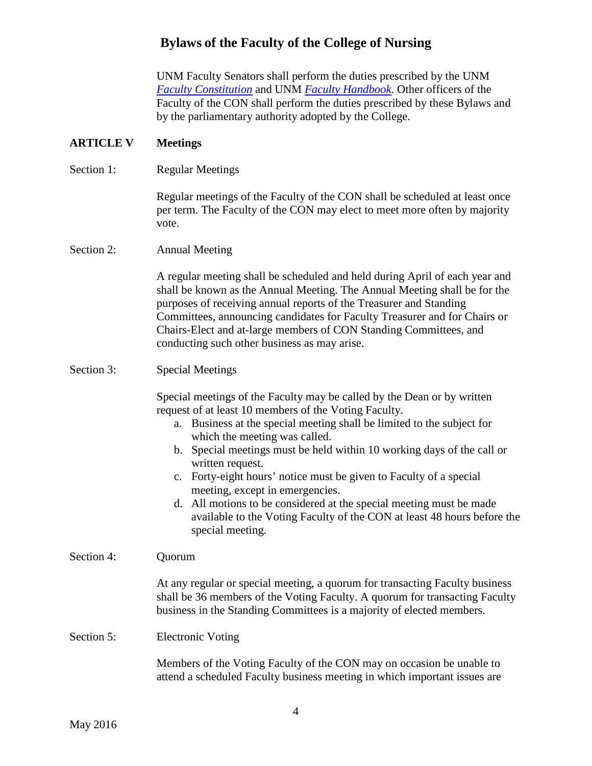UNM Faculty Senators shall perform the duties prescribed by the UNM *Faculty Constitution* and UNM *Faculty Handbook*. Other officers of the Faculty of the CON shall perform the duties prescribed by these Bylaws and by the parliamentary authority adopted by the College.

## ARTICLE V Meetings

### Section 1: Regular Meetings

Regular meetings of the Faculty of the CON shall be scheduled at least once per term. The Faculty of the CON may elect to meet more often by majority vote.

### Section 2: Annual Meeting

A regular meeting shall be scheduled and held during April of each year and shall be known as the Annual Meeting. The Annual Meeting shall be for the purposes of receiving annual reports of the Treasurer and Standing Committees, announcing candidates for Faculty Treasurer and for Chairs or Chairs-Elect and at-large members of CON Standing Committees, and conducting such other business as may arise.

### Section 3: Special Meetings

Special meetings of the Faculty may be called by the Dean or by written request of at least 10 members of the Voting Faculty.

a. Business at the special meeting shall be limited to the subject for which the meeting was called.
b. Special meetings must be held within 10 working days of the call or written request.
c. Forty-eight hours' notice must be given to Faculty of a special meeting, except in emergencies.
d. All motions to be considered at the special meeting must be made available to the Voting Faculty of the CON at least 48 hours before the special meeting.

### Section 4: Quorum

At any regular or special meeting, a quorum for transacting Faculty business shall be 36 members of the Voting Faculty. A quorum for transacting Faculty business in the Standing Committees is a majority of elected members.

### Section 5: Electronic Voting

Members of the Voting Faculty of the CON may on occasion be unable to attend a scheduled Faculty business meeting in which important issues are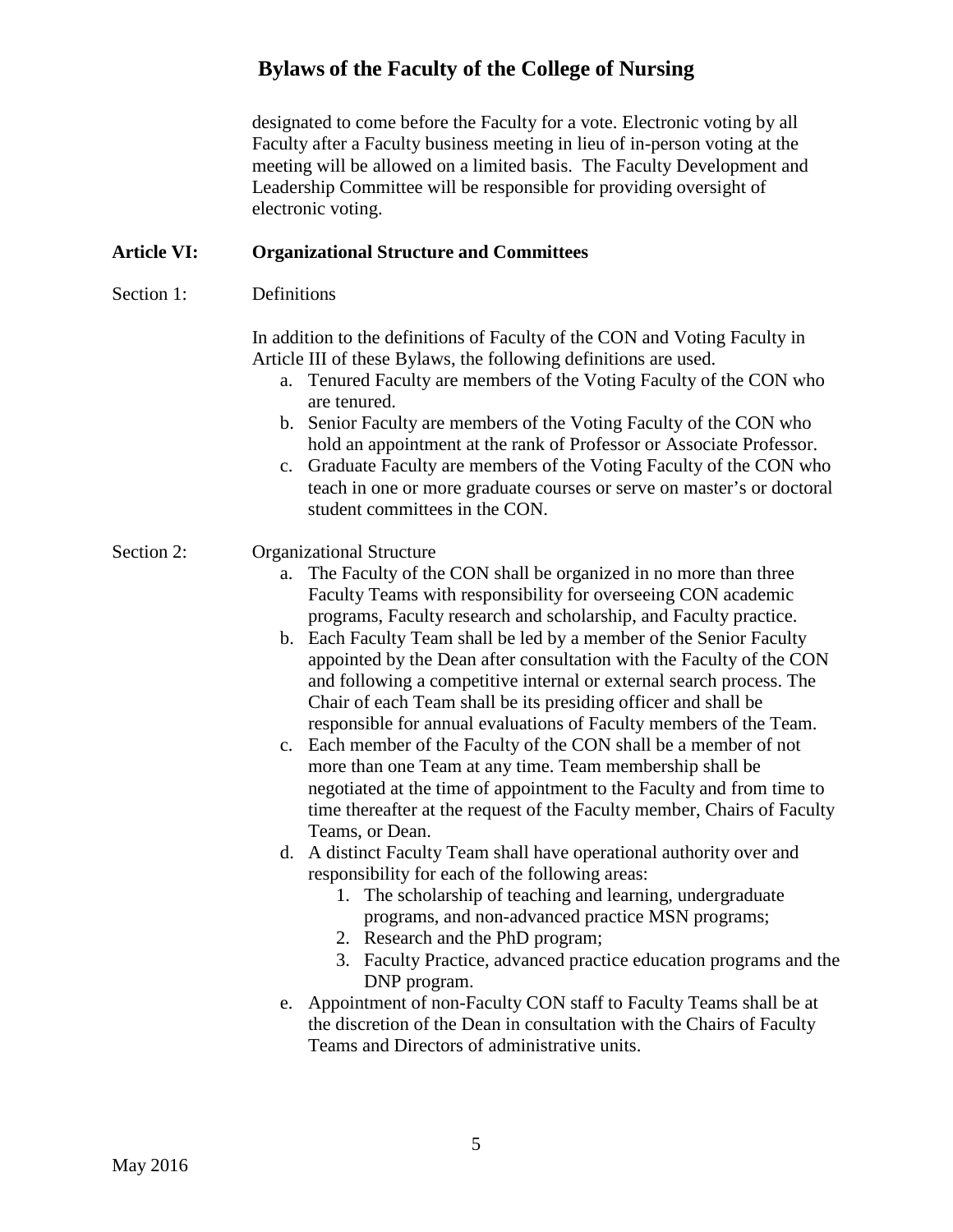designated to come before the Faculty for a vote. Electronic voting by all Faculty after a Faculty business meeting in lieu of in-person voting at the meeting will be allowed on a limited basis. The Faculty Development and Leadership Committee will be responsible for providing oversight of electronic voting.

**Article VI: Organizational Structure and Committees**

Section 1: Definitions

In addition to the definitions of Faculty of the CON and Voting Faculty in Article III of these Bylaws, the following definitions are used.

a. Tenured Faculty are members of the Voting Faculty of the CON who are tenured.
b. Senior Faculty are members of the Voting Faculty of the CON who hold an appointment at the rank of Professor or Associate Professor.
c. Graduate Faculty are members of the Voting Faculty of the CON who teach in one or more graduate courses or serve on master's or doctoral student committees in the CON.

Section 2: Organizational Structure

a. The Faculty of the CON shall be organized in no more than three Faculty Teams with responsibility for overseeing CON academic programs, Faculty research and scholarship, and Faculty practice.
b. Each Faculty Team shall be led by a member of the Senior Faculty appointed by the Dean after consultation with the Faculty of the CON and following a competitive internal or external search process. The Chair of each Team shall be its presiding officer and shall be responsible for annual evaluations of Faculty members of the Team.
c. Each member of the Faculty of the CON shall be a member of not more than one Team at any time. Team membership shall be negotiated at the time of appointment to the Faculty and from time to time thereafter at the request of the Faculty member, Chairs of Faculty Teams, or Dean.
d. A distinct Faculty Team shall have operational authority over and responsibility for each of the following areas:
    1. The scholarship of teaching and learning, undergraduate programs, and non-advanced practice MSN programs;
    2. Research and the PhD program;
    3. Faculty Practice, advanced practice education programs and the DNP program.
e. Appointment of non-Faculty CON staff to Faculty Teams shall be at the discretion of the Dean in consultation with the Chairs of Faculty Teams and Directors of administrative units.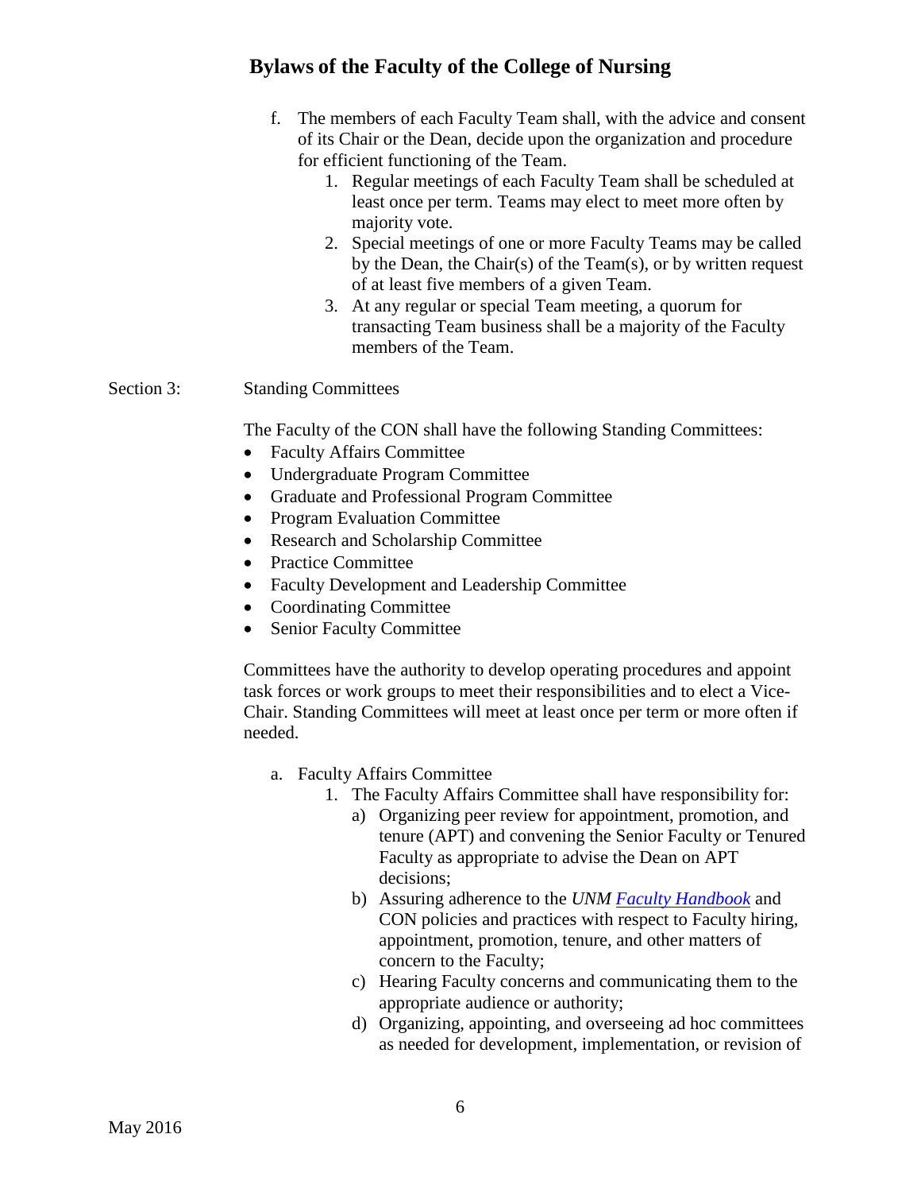f. The members of each Faculty Team shall, with the advice and consent of its Chair or the Dean, decide upon the organization and procedure for efficient functioning of the Team.
    1. Regular meetings of each Faculty Team shall be scheduled at least once per term. Teams may elect to meet more often by majority vote.
    2. Special meetings of one or more Faculty Teams may be called by the Dean, the Chair(s) of the Team(s), or by written request of at least five members of a given Team.
    3. At any regular or special Team meeting, a quorum for transacting Team business shall be a majority of the Faculty members of the Team.

Section 3: Standing Committees

The Faculty of the CON shall have the following Standing Committees:

- Faculty Affairs Committee
- Undergraduate Program Committee
- Graduate and Professional Program Committee
- Program Evaluation Committee
- Research and Scholarship Committee
- Practice Committee
- Faculty Development and Leadership Committee
- Coordinating Committee
- Senior Faculty Committee

Committees have the authority to develop operating procedures and appoint task forces or work groups to meet their responsibilities and to elect a Vice-Chair. Standing Committees will meet at least once per term or more often if needed.

a. Faculty Affairs Committee
    1. The Faculty Affairs Committee shall have responsibility for:
        a) Organizing peer review for appointment, promotion, and tenure (APT) and convening the Senior Faculty or Tenured Faculty as appropriate to advise the Dean on APT decisions;
        b) Assuring adherence to the *UNM Faculty Handbook* and CON policies and practices with respect to Faculty hiring, appointment, promotion, tenure, and other matters of concern to the Faculty;
        c) Hearing Faculty concerns and communicating them to the appropriate audience or authority;
        d) Organizing, appointing, and overseeing ad hoc committees as needed for development, implementation, or revision of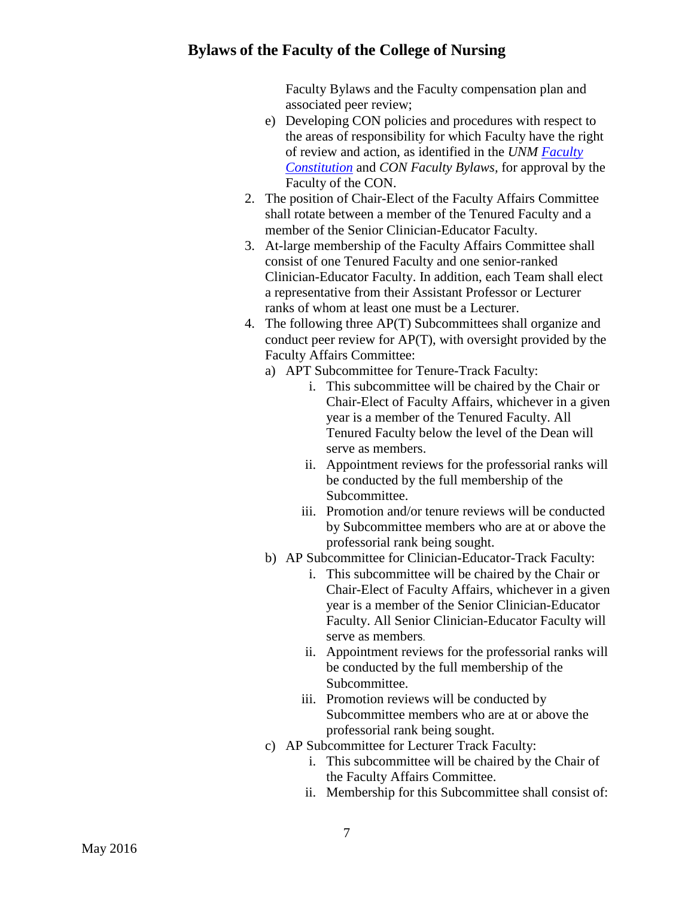Faculty Bylaws and the Faculty compensation plan and associated peer review;

e) Developing CON policies and procedures with respect to the areas of responsibility for which Faculty have the right of review and action, as identified in the *UNM [Faculty Constitution](#)* and *CON Faculty Bylaws*, for approval by the Faculty of the CON.

2. The position of Chair-Elect of the Faculty Affairs Committee shall rotate between a member of the Tenured Faculty and a member of the Senior Clinician-Educator Faculty.
3. At-large membership of the Faculty Affairs Committee shall consist of one Tenured Faculty and one senior-ranked Clinician-Educator Faculty. In addition, each Team shall elect a representative from their Assistant Professor or Lecturer ranks of whom at least one must be a Lecturer.
4. The following three AP(T) Subcommittees shall organize and conduct peer review for AP(T), with oversight provided by the Faculty Affairs Committee:
   a) APT Subcommittee for Tenure-Track Faculty:
      i. This subcommittee will be chaired by the Chair or Chair-Elect of Faculty Affairs, whichever in a given year is a member of the Tenured Faculty. All Tenured Faculty below the level of the Dean will serve as members.
      ii. Appointment reviews for the professorial ranks will be conducted by the full membership of the Subcommittee.
      iii. Promotion and/or tenure reviews will be conducted by Subcommittee members who are at or above the professorial rank being sought.
   b) AP Subcommittee for Clinician-Educator-Track Faculty:
      i. This subcommittee will be chaired by the Chair or Chair-Elect of Faculty Affairs, whichever in a given year is a member of the Senior Clinician-Educator Faculty. All Senior Clinician-Educator Faculty will serve as members.
      ii. Appointment reviews for the professorial ranks will be conducted by the full membership of the Subcommittee.
      iii. Promotion reviews will be conducted by Subcommittee members who are at or above the professorial rank being sought.
   c) AP Subcommittee for Lecturer Track Faculty:
      i. This subcommittee will be chaired by the Chair of the Faculty Affairs Committee.
      ii. Membership for this Subcommittee shall consist of: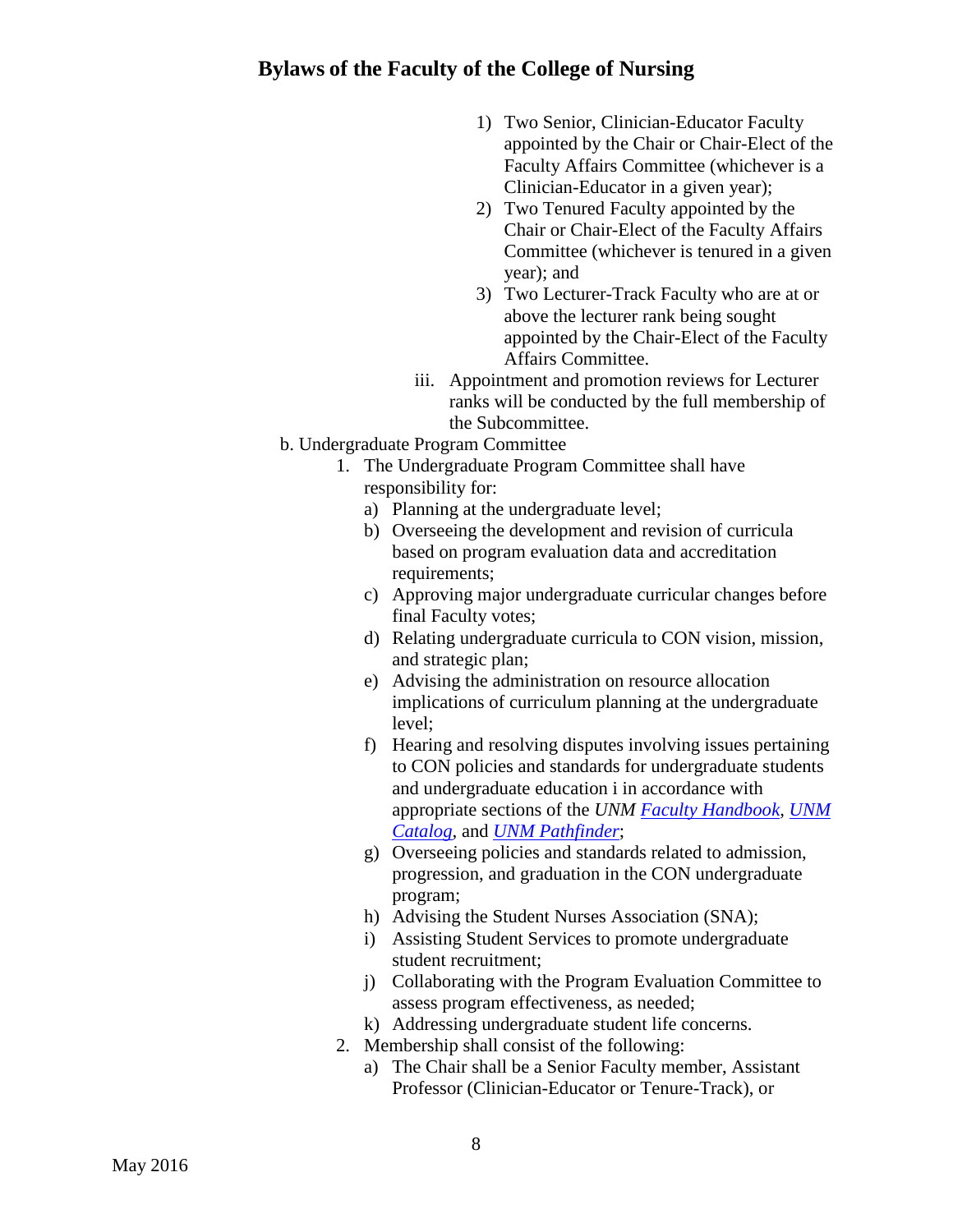1) Two Senior, Clinician-Educator Faculty appointed by the Chair or Chair-Elect of the Faculty Affairs Committee (whichever is a Clinician-Educator in a given year);
2) Two Tenured Faculty appointed by the Chair or Chair-Elect of the Faculty Affairs Committee (whichever is tenured in a given year); and
3) Two Lecturer-Track Faculty who are at or above the lecturer rank being sought appointed by the Chair-Elect of the Faculty Affairs Committee.

iii. Appointment and promotion reviews for Lecturer ranks will be conducted by the full membership of the Subcommittee.

b. Undergraduate Program Committee

1. The Undergraduate Program Committee shall have responsibility for:
   a) Planning at the undergraduate level;
   b) Overseeing the development and revision of curricula based on program evaluation data and accreditation requirements;
   c) Approving major undergraduate curricular changes before final Faculty votes;
   d) Relating undergraduate curricula to CON vision, mission, and strategic plan;
   e) Advising the administration on resource allocation implications of curriculum planning at the undergraduate level;
   f) Hearing and resolving disputes involving issues pertaining to CON policies and standards for undergraduate students and undergraduate education i in accordance with appropriate sections of the *UNM Faculty Handbook*, *UNM Catalog*, and *UNM Pathfinder*;
   g) Overseeing policies and standards related to admission, progression, and graduation in the CON undergraduate program;
   h) Advising the Student Nurses Association (SNA);
   i) Assisting Student Services to promote undergraduate student recruitment;
   j) Collaborating with the Program Evaluation Committee to assess program effectiveness, as needed;
   k) Addressing undergraduate student life concerns.
2. Membership shall consist of the following:
   a) The Chair shall be a Senior Faculty member, Assistant Professor (Clinician-Educator or Tenure-Track), or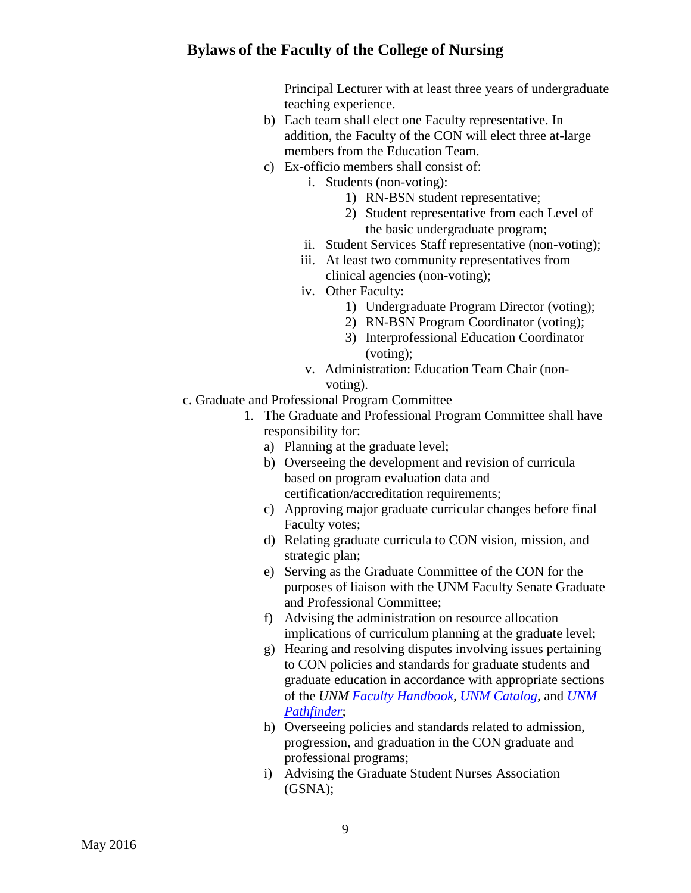Principal Lecturer with at least three years of undergraduate teaching experience.

b) Each team shall elect one Faculty representative. In addition, the Faculty of the CON will elect three at-large members from the Education Team.

c) Ex-officio members shall consist of:
   - i. Students (non-voting):
     1) RN-BSN student representative;
     2) Student representative from each Level of the basic undergraduate program;
   - ii. Student Services Staff representative (non-voting);
   - iii. At least two community representatives from clinical agencies (non-voting);
   - iv. Other Faculty:
     1) Undergraduate Program Director (voting);
     2) RN-BSN Program Coordinator (voting);
     3) Interprofessional Education Coordinator (voting);
   - v. Administration: Education Team Chair (non-voting).

c. Graduate and Professional Program Committee

1. The Graduate and Professional Program Committee shall have responsibility for:
   a) Planning at the graduate level;
   b) Overseeing the development and revision of curricula based on program evaluation data and certification/accreditation requirements;
   c) Approving major graduate curricular changes before final Faculty votes;
   d) Relating graduate curricula to CON vision, mission, and strategic plan;
   e) Serving as the Graduate Committee of the CON for the purposes of liaison with the UNM Faculty Senate Graduate and Professional Committee;
   f) Advising the administration on resource allocation implications of curriculum planning at the graduate level;
   g) Hearing and resolving disputes involving issues pertaining to CON policies and standards for graduate students and graduate education in accordance with appropriate sections of the *UNM Faculty Handbook*, *UNM Catalog*, and *UNM Pathfinder*;
   h) Overseeing policies and standards related to admission, progression, and graduation in the CON graduate and professional programs;
   i) Advising the Graduate Student Nurses Association (GSNA);

May 2016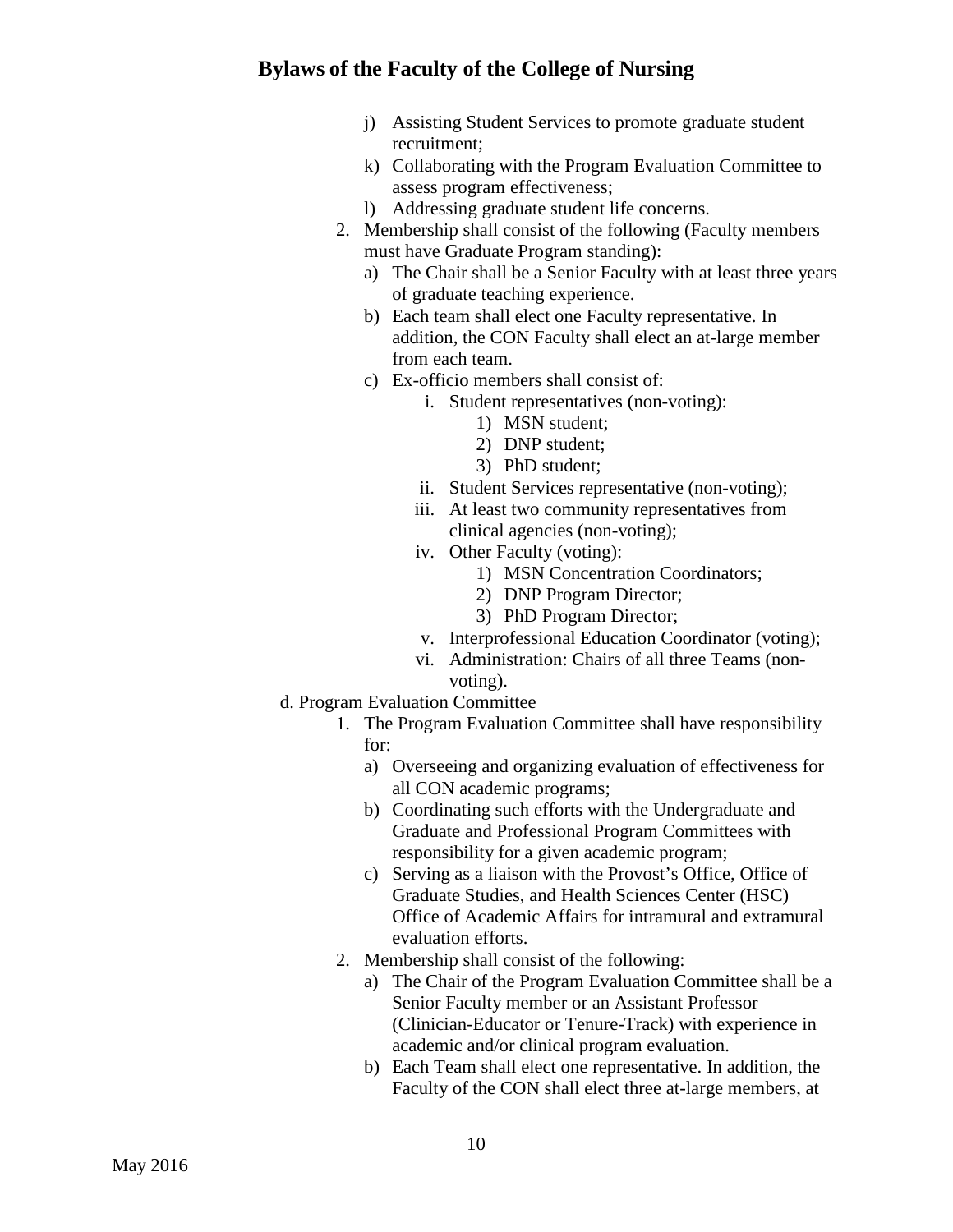j) Assisting Student Services to promote graduate student recruitment;
k) Collaborating with the Program Evaluation Committee to assess program effectiveness;
l) Addressing graduate student life concerns.

2. Membership shall consist of the following (Faculty members must have Graduate Program standing):
   a) The Chair shall be a Senior Faculty with at least three years of graduate teaching experience.
   b) Each team shall elect one Faculty representative. In addition, the CON Faculty shall elect an at-large member from each team.
   c) Ex-officio members shall consist of:
      i. Student representatives (non-voting):
         1) MSN student;
         2) DNP student;
         3) PhD student;
      ii. Student Services representative (non-voting);
      iii. At least two community representatives from clinical agencies (non-voting);
      iv. Other Faculty (voting):
         1) MSN Concentration Coordinators;
         2) DNP Program Director;
         3) PhD Program Director;
      v. Interprofessional Education Coordinator (voting);
      vi. Administration: Chairs of all three Teams (non-voting).

d. Program Evaluation Committee

1. The Program Evaluation Committee shall have responsibility for:
   a) Overseeing and organizing evaluation of effectiveness for all CON academic programs;
   b) Coordinating such efforts with the Undergraduate and Graduate and Professional Program Committees with responsibility for a given academic program;
   c) Serving as a liaison with the Provost's Office, Office of Graduate Studies, and Health Sciences Center (HSC) Office of Academic Affairs for intramural and extramural evaluation efforts.
2. Membership shall consist of the following:
   a) The Chair of the Program Evaluation Committee shall be a Senior Faculty member or an Assistant Professor (Clinician-Educator or Tenure-Track) with experience in academic and/or clinical program evaluation.
   b) Each Team shall elect one representative. In addition, the Faculty of the CON shall elect three at-large members, at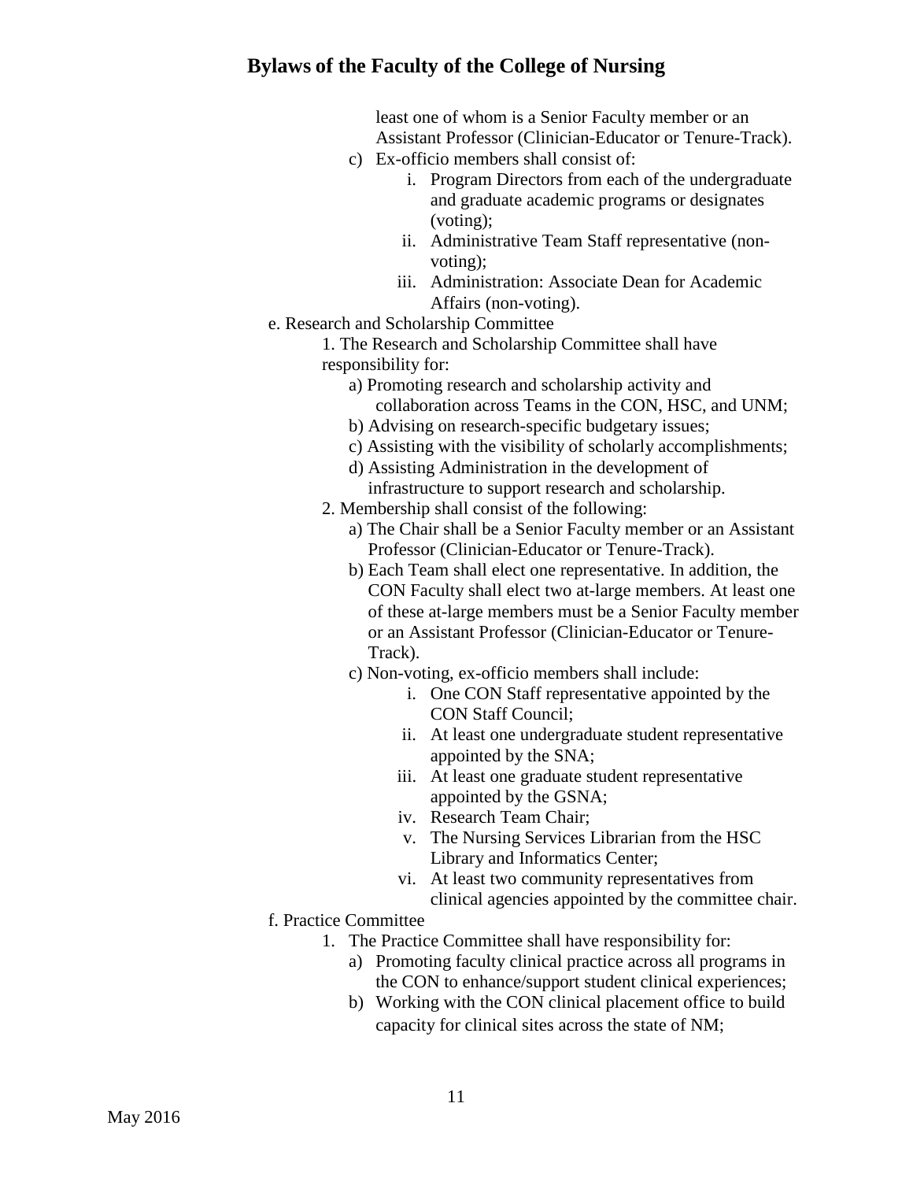least one of whom is a Senior Faculty member or an Assistant Professor (Clinician-Educator or Tenure-Track).

c) Ex-officio members shall consist of:
   i. Program Directors from each of the undergraduate and graduate academic programs or designates (voting);
   ii. Administrative Team Staff representative (non-voting);
   iii. Administration: Associate Dean for Academic Affairs (non-voting).

e. Research and Scholarship Committee

1. The Research and Scholarship Committee shall have responsibility for:
   a) Promoting research and scholarship activity and collaboration across Teams in the CON, HSC, and UNM;
   b) Advising on research-specific budgetary issues;
   c) Assisting with the visibility of scholarly accomplishments;
   d) Assisting Administration in the development of infrastructure to support research and scholarship.
2. Membership shall consist of the following:
   a) The Chair shall be a Senior Faculty member or an Assistant Professor (Clinician-Educator or Tenure-Track).
   b) Each Team shall elect one representative. In addition, the CON Faculty shall elect two at-large members. At least one of these at-large members must be a Senior Faculty member or an Assistant Professor (Clinician-Educator or Tenure-Track).
   c) Non-voting, ex-officio members shall include:
      i. One CON Staff representative appointed by the CON Staff Council;
      ii. At least one undergraduate student representative appointed by the SNA;
      iii. At least one graduate student representative appointed by the GSNA;
      iv. Research Team Chair;
      v. The Nursing Services Librarian from the HSC Library and Informatics Center;
      vi. At least two community representatives from clinical agencies appointed by the committee chair.

f. Practice Committee

1. The Practice Committee shall have responsibility for:
   a) Promoting faculty clinical practice across all programs in the CON to enhance/support student clinical experiences;
   b) Working with the CON clinical placement office to build capacity for clinical sites across the state of NM;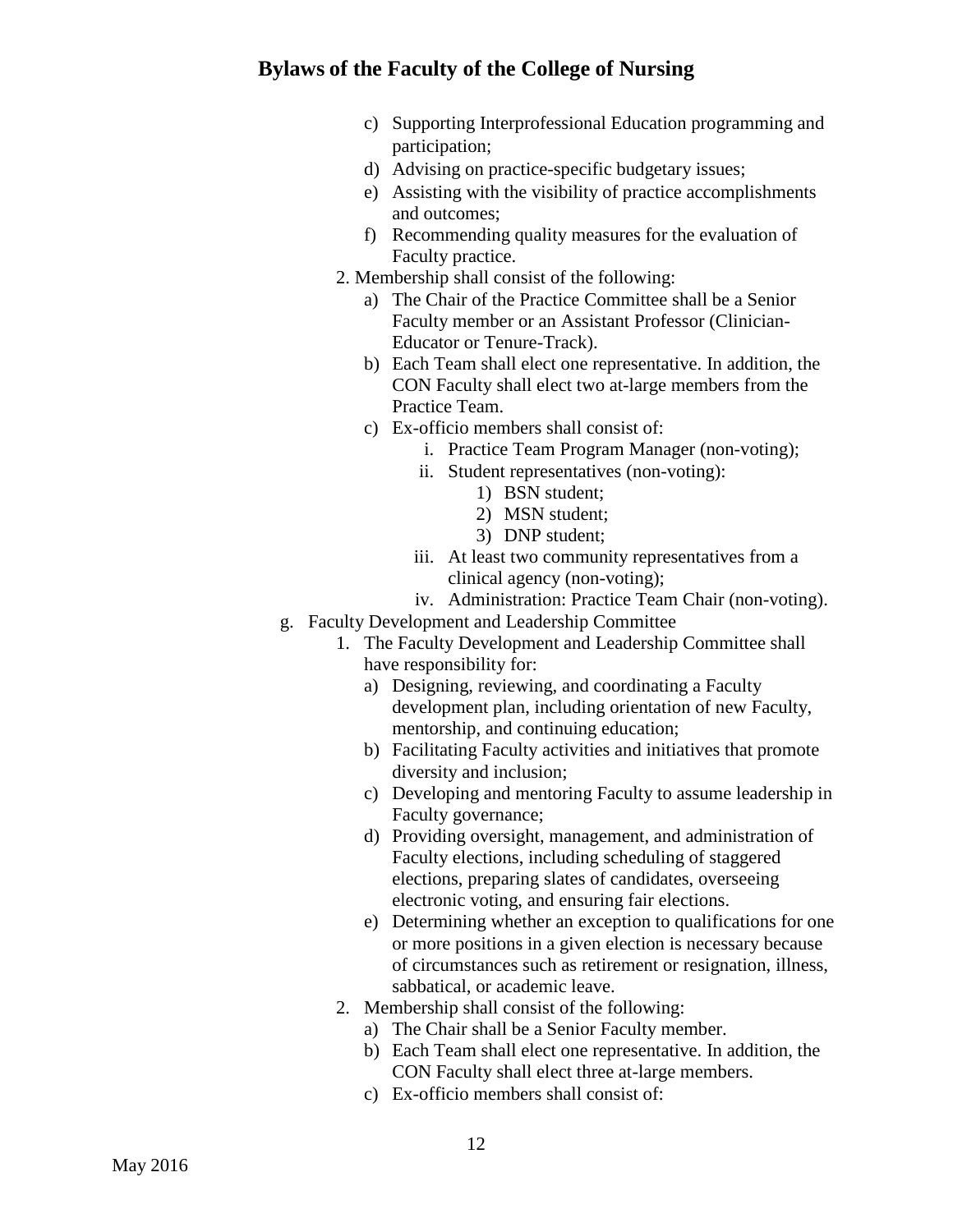c) Supporting Interprofessional Education programming and participation;
d) Advising on practice-specific budgetary issues;
e) Assisting with the visibility of practice accomplishments and outcomes;
f) Recommending quality measures for the evaluation of Faculty practice.

2. Membership shall consist of the following:
   a) The Chair of the Practice Committee shall be a Senior Faculty member or an Assistant Professor (Clinician-Educator or Tenure-Track).
   b) Each Team shall elect one representative. In addition, the CON Faculty shall elect two at-large members from the Practice Team.
   c) Ex-officio members shall consist of:
      i. Practice Team Program Manager (non-voting);
      ii. Student representatives (non-voting):
         1) BSN student;
         2) MSN student;
         3) DNP student;
      iii. At least two community representatives from a clinical agency (non-voting);
      iv. Administration: Practice Team Chair (non-voting).

g. Faculty Development and Leadership Committee

1. The Faculty Development and Leadership Committee shall have responsibility for:
   a) Designing, reviewing, and coordinating a Faculty development plan, including orientation of new Faculty, mentorship, and continuing education;
   b) Facilitating Faculty activities and initiatives that promote diversity and inclusion;
   c) Developing and mentoring Faculty to assume leadership in Faculty governance;
   d) Providing oversight, management, and administration of Faculty elections, including scheduling of staggered elections, preparing slates of candidates, overseeing electronic voting, and ensuring fair elections.
   e) Determining whether an exception to qualifications for one or more positions in a given election is necessary because of circumstances such as retirement or resignation, illness, sabbatical, or academic leave.
2. Membership shall consist of the following:
   a) The Chair shall be a Senior Faculty member.
   b) Each Team shall elect one representative. In addition, the CON Faculty shall elect three at-large members.
   c) Ex-officio members shall consist of: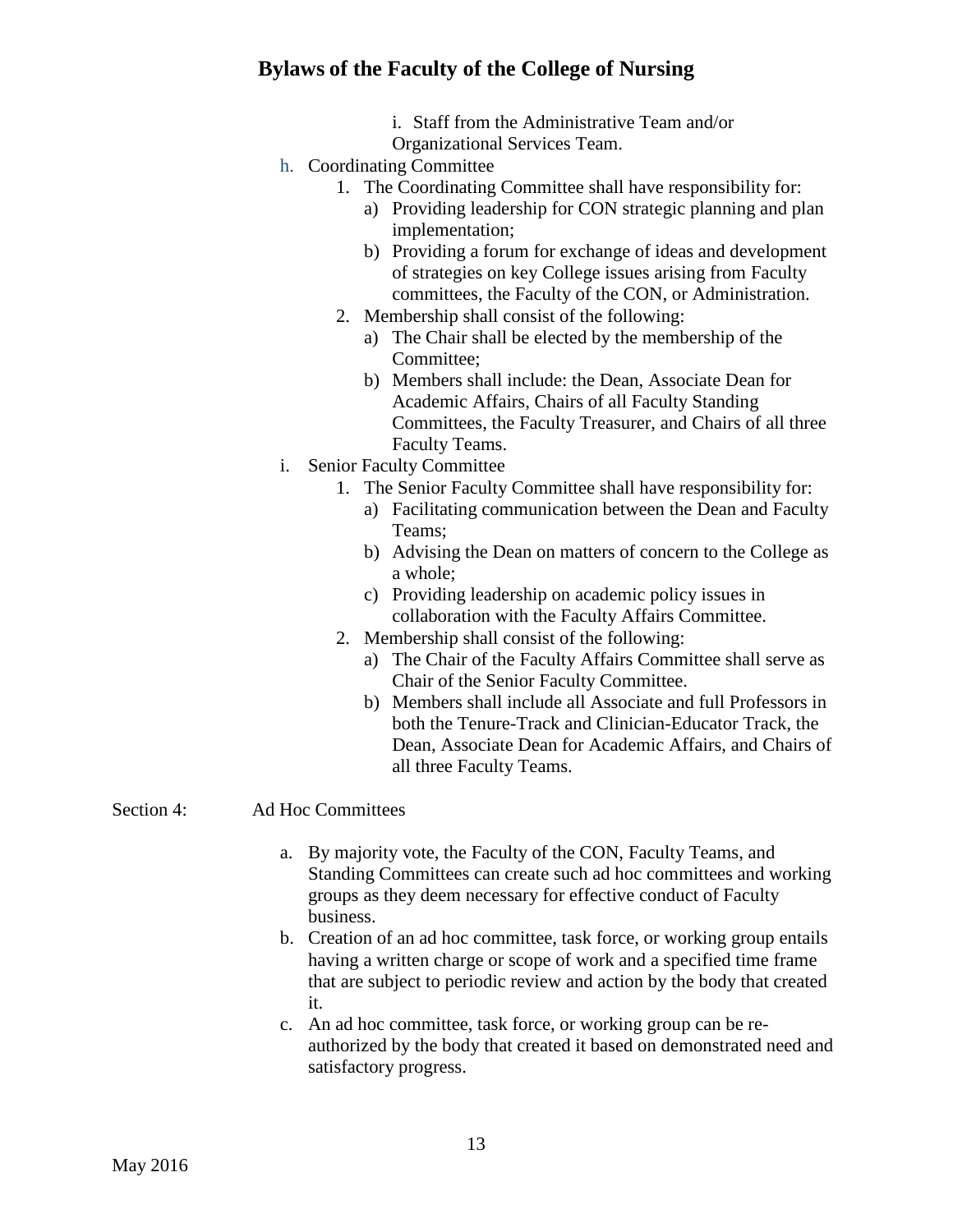i. Staff from the Administrative Team and/or Organizational Services Team.

h. Coordinating Committee
   1. The Coordinating Committee shall have responsibility for:
      a) Providing leadership for CON strategic planning and plan implementation;
      b) Providing a forum for exchange of ideas and development of strategies on key College issues arising from Faculty committees, the Faculty of the CON, or Administration.
   2. Membership shall consist of the following:
      a) The Chair shall be elected by the membership of the Committee;
      b) Members shall include: the Dean, Associate Dean for Academic Affairs, Chairs of all Faculty Standing Committees, the Faculty Treasurer, and Chairs of all three Faculty Teams.

i. Senior Faculty Committee
   1. The Senior Faculty Committee shall have responsibility for:
      a) Facilitating communication between the Dean and Faculty Teams;
      b) Advising the Dean on matters of concern to the College as a whole;
      c) Providing leadership on academic policy issues in collaboration with the Faculty Affairs Committee.
   2. Membership shall consist of the following:
      a) The Chair of the Faculty Affairs Committee shall serve as Chair of the Senior Faculty Committee.
      b) Members shall include all Associate and full Professors in both the Tenure-Track and Clinician-Educator Track, the Dean, Associate Dean for Academic Affairs, and Chairs of all three Faculty Teams.

Section 4: Ad Hoc Committees

a. By majority vote, the Faculty of the CON, Faculty Teams, and Standing Committees can create such ad hoc committees and working groups as they deem necessary for effective conduct of Faculty business.
b. Creation of an ad hoc committee, task force, or working group entails having a written charge or scope of work and a specified time frame that are subject to periodic review and action by the body that created it.
c. An ad hoc committee, task force, or working group can be re-authorized by the body that created it based on demonstrated need and satisfactory progress.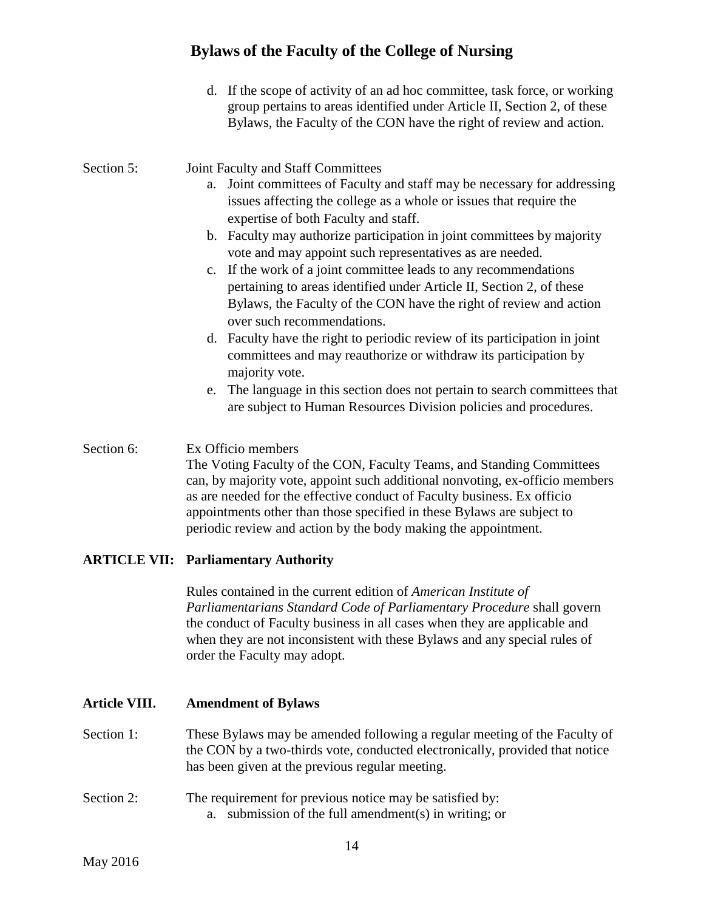d. If the scope of activity of an ad hoc committee, task force, or working group pertains to areas identified under Article II, Section 2, of these Bylaws, the Faculty of the CON have the right of review and action.

Section 5: Joint Faculty and Staff Committees

a. Joint committees of Faculty and staff may be necessary for addressing issues affecting the college as a whole or issues that require the expertise of both Faculty and staff.
b. Faculty may authorize participation in joint committees by majority vote and may appoint such representatives as are needed.
c. If the work of a joint committee leads to any recommendations pertaining to areas identified under Article II, Section 2, of these Bylaws, the Faculty of the CON have the right of review and action over such recommendations.
d. Faculty have the right to periodic review of its participation in joint committees and may reauthorize or withdraw its participation by majority vote.
e. The language in this section does not pertain to search committees that are subject to Human Resources Division policies and procedures.

Section 6: Ex Officio members

The Voting Faculty of the CON, Faculty Teams, and Standing Committees can, by majority vote, appoint such additional nonvoting, ex-officio members as are needed for the effective conduct of Faculty business. Ex officio appointments other than those specified in these Bylaws are subject to periodic review and action by the body making the appointment.

## ARTICLE VII: Parliamentary Authority

Rules contained in the current edition of *American Institute of Parliamentarians Standard Code of Parliamentary Procedure* shall govern the conduct of Faculty business in all cases when they are applicable and when they are not inconsistent with these Bylaws and any special rules of order the Faculty may adopt.

## Article VIII. Amendment of Bylaws

Section 1: These Bylaws may be amended following a regular meeting of the Faculty of the CON by a two-thirds vote, conducted electronically, provided that notice has been given at the previous regular meeting.

Section 2: The requirement for previous notice may be satisfied by:

a. submission of the full amendment(s) in writing; or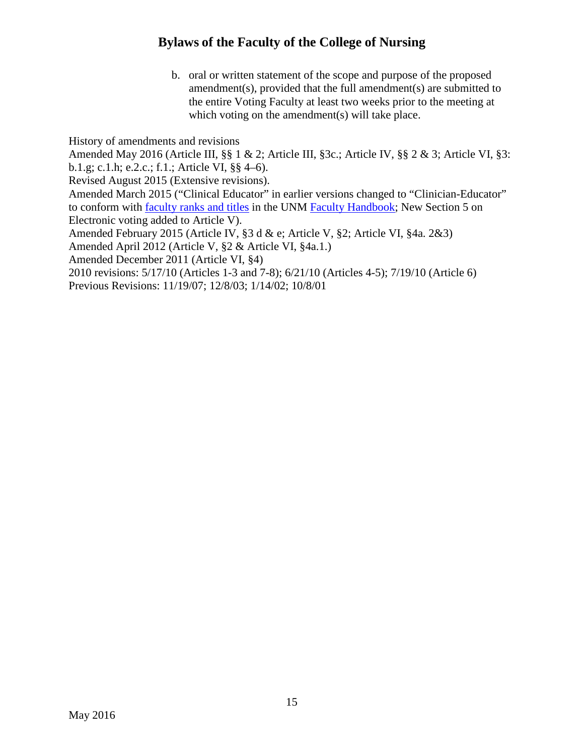b. oral or written statement of the scope and purpose of the proposed amendment(s), provided that the full amendment(s) are submitted to the entire Voting Faculty at least two weeks prior to the meeting at which voting on the amendment(s) will take place.

History of amendments and revisions
Amended May 2016 (Article III, §§ 1 & 2; Article III, §3c.; Article IV, §§ 2 & 3; Article VI, §3: b.1.g; c.1.h; e.2.c.; f.1.; Article VI, §§ 4–6).
Revised August 2015 (Extensive revisions).
Amended March 2015 ("Clinical Educator" in earlier versions changed to "Clinician-Educator" to conform with faculty ranks and titles in the UNM Faculty Handbook; New Section 5 on Electronic voting added to Article V).
Amended February 2015 (Article IV, §3 d & e; Article V, §2; Article VI, §4a. 2&3)
Amended April 2012 (Article V, §2 & Article VI, §4a.1.)
Amended December 2011 (Article VI, §4)
2010 revisions: 5/17/10 (Articles 1-3 and 7-8); 6/21/10 (Articles 4-5); 7/19/10 (Article 6)
Previous Revisions: 11/19/07; 12/8/03; 1/14/02; 10/8/01